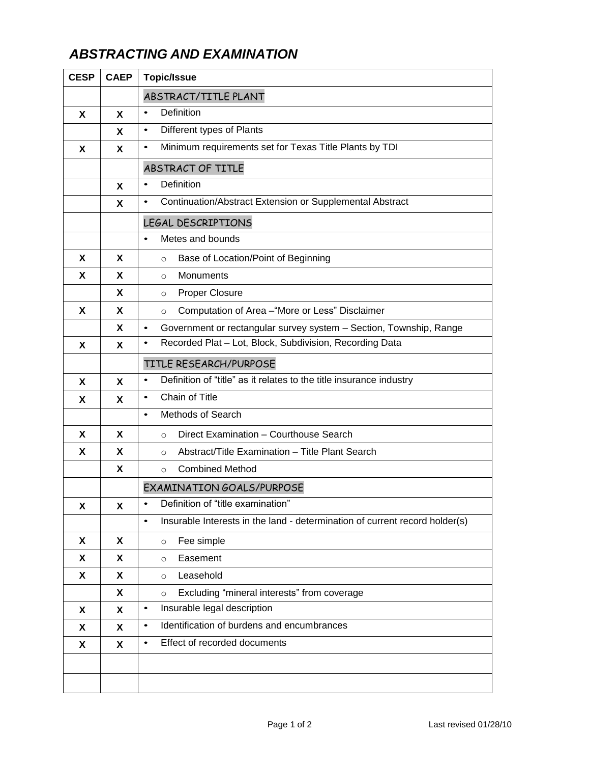# *ABSTRACTING AND EXAMINATION*

| CESP | CAEP | Topic/Issue |
|---|---|---|
| | | ABSTRACT/TITLE PLANT |
| X | X | • Definition |
| | X | • Different types of Plants |
| X | X | • Minimum requirements set for Texas Title Plants by TDI |
| | | ABSTRACT OF TITLE |
| | X | • Definition |
| | X | • Continuation/Abstract Extension or Supplemental Abstract |
| | | LEGAL DESCRIPTIONS |
| | | • Metes and bounds |
| X | X | ○ Base of Location/Point of Beginning |
| X | X | ○ Monuments |
| | X | ○ Proper Closure |
| X | X | ○ Computation of Area –"More or Less" Disclaimer |
| | X | • Government or rectangular survey system – Section, Township, Range |
| X | X | • Recorded Plat – Lot, Block, Subdivision, Recording Data |
| | | TITLE RESEARCH/PURPOSE |
| X | X | • Definition of "title" as it relates to the title insurance industry |
| X | X | • Chain of Title |
| | | • Methods of Search |
| X | X | ○ Direct Examination – Courthouse Search |
| X | X | ○ Abstract/Title Examination – Title Plant Search |
| | X | ○ Combined Method |
| | | EXAMINATION GOALS/PURPOSE |
| X | X | • Definition of "title examination" |
| | | • Insurable Interests in the land - determination of current record holder(s) |
| X | X | ○ Fee simple |
| X | X | ○ Easement |
| X | X | ○ Leasehold |
| | X | ○ Excluding "mineral interests" from coverage |
| X | X | • Insurable legal description |
| X | X | • Identification of burdens and encumbrances |
| X | X | • Effect of recorded documents |
| | | |
| | | |

Last revised 01/28/10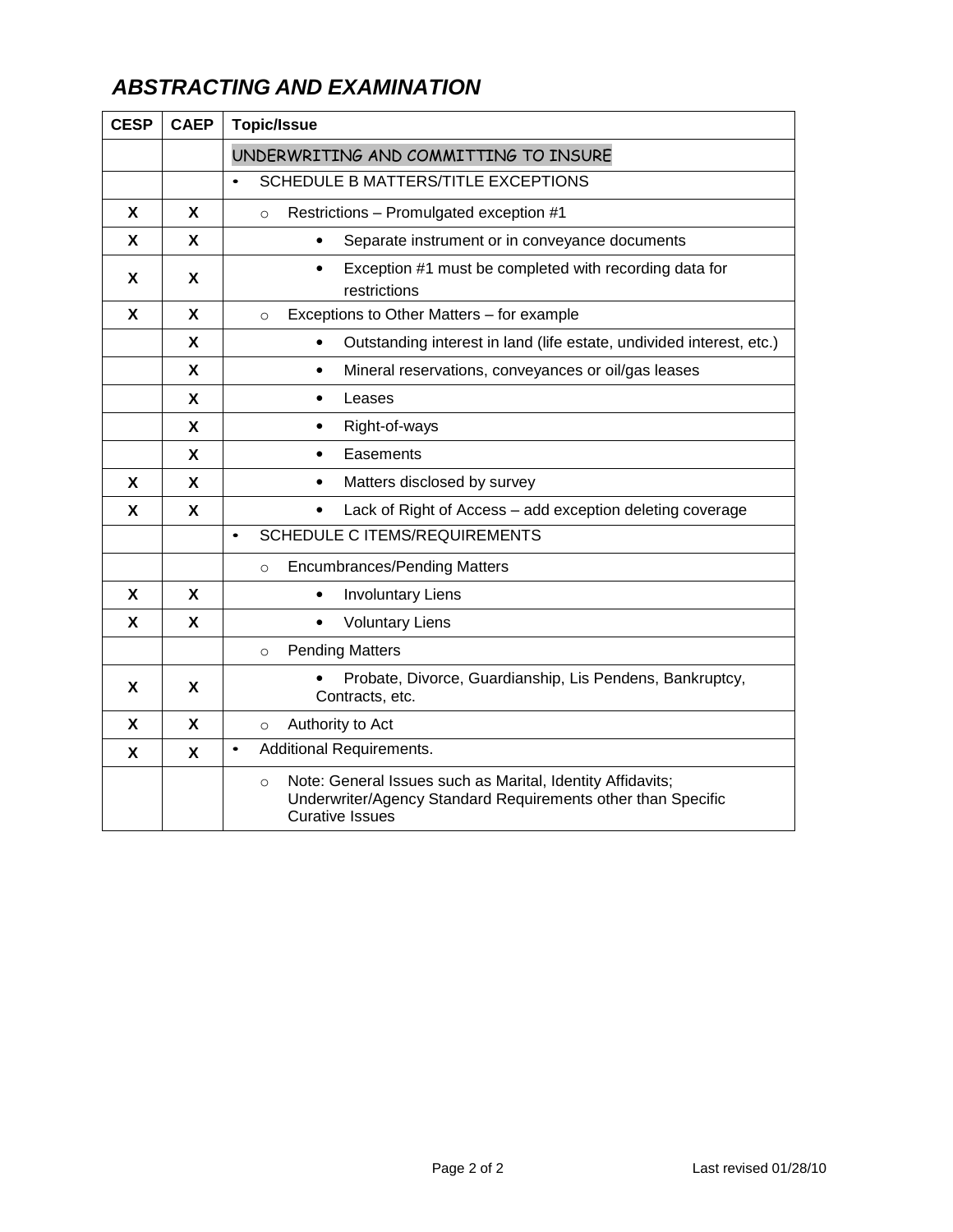## *ABSTRACTING AND EXAMINATION*

| CESP | CAEP | Topic/Issue |
|---|---|---|
| | | UNDERWRITING AND COMMITTING TO INSURE |
| | | • SCHEDULE B MATTERS/TITLE EXCEPTIONS |
| X | X | ○ Restrictions – Promulgated exception #1 |
| X | X | • Separate instrument or in conveyance documents |
| X | X | • Exception #1 must be completed with recording data for restrictions |
| X | X | ○ Exceptions to Other Matters – for example |
| | X | • Outstanding interest in land (life estate, undivided interest, etc.) |
| | X | • Mineral reservations, conveyances or oil/gas leases |
| | X | • Leases |
| | X | • Right-of-ways |
| | X | • Easements |
| X | X | • Matters disclosed by survey |
| X | X | • Lack of Right of Access – add exception deleting coverage |
| | | • SCHEDULE C ITEMS/REQUIREMENTS |
| | | ○ Encumbrances/Pending Matters |
| X | X | • Involuntary Liens |
| X | X | • Voluntary Liens |
| | | ○ Pending Matters |
| X | X | • Probate, Divorce, Guardianship, Lis Pendens, Bankruptcy, Contracts, etc. |
| X | X | ○ Authority to Act |
| X | X | • Additional Requirements. |
| | | ○ Note: General Issues such as Marital, Identity Affidavits; Underwriter/Agency Standard Requirements other than Specific Curative Issues |

Last revised 01/28/10